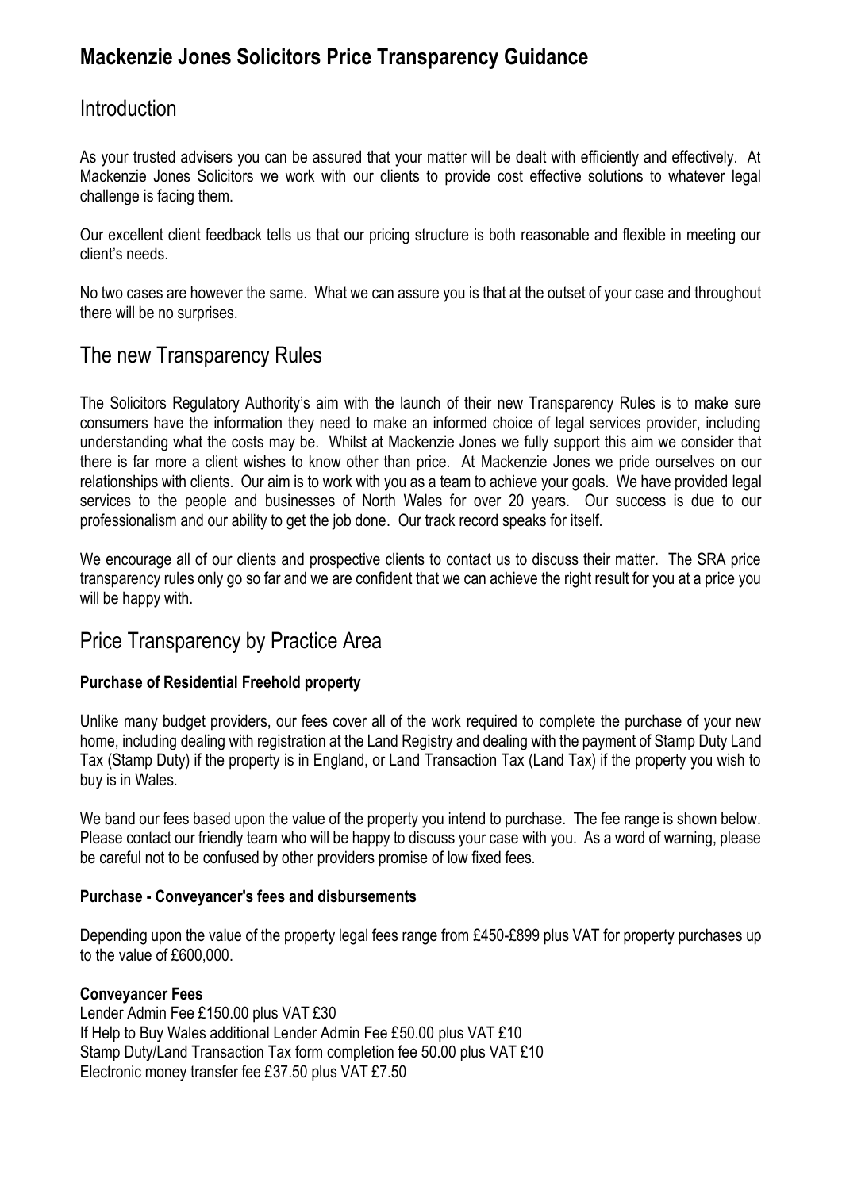# Mackenzie Jones Solicitors Price Transparency Guidance

## Introduction

As your trusted advisers you can be assured that your matter will be dealt with efficiently and effectively. At Mackenzie Jones Solicitors we work with our clients to provide cost effective solutions to whatever legal challenge is facing them.

Our excellent client feedback tells us that our pricing structure is both reasonable and flexible in meeting our client's needs.

No two cases are however the same. What we can assure you is that at the outset of your case and throughout there will be no surprises.

## The new Transparency Rules

The Solicitors Regulatory Authority's aim with the launch of their new Transparency Rules is to make sure consumers have the information they need to make an informed choice of legal services provider, including understanding what the costs may be. Whilst at Mackenzie Jones we fully support this aim we consider that there is far more a client wishes to know other than price. At Mackenzie Jones we pride ourselves on our relationships with clients. Our aim is to work with you as a team to achieve your goals. We have provided legal services to the people and businesses of North Wales for over 20 years. Our success is due to our professionalism and our ability to get the job done. Our track record speaks for itself.

We encourage all of our clients and prospective clients to contact us to discuss their matter. The SRA price transparency rules only go so far and we are confident that we can achieve the right result for you at a price you will be happy with.

## Price Transparency by Practice Area

**Purchase of Residential Freehold property**

Unlike many budget providers, our fees cover all of the work required to complete the purchase of your new home, including dealing with registration at the Land Registry and dealing with the payment of Stamp Duty Land Tax (Stamp Duty) if the property is in England, or Land Transaction Tax (Land Tax) if the property you wish to buy is in Wales.

We band our fees based upon the value of the property you intend to purchase. The fee range is shown below. Please contact our friendly team who will be happy to discuss your case with you. As a word of warning, please be careful not to be confused by other providers promise of low fixed fees.

**Purchase - Conveyancer's fees and disbursements**

Depending upon the value of the property legal fees range from £450-£899 plus VAT for property purchases up to the value of £600,000.

**Conveyancer Fees**
Lender Admin Fee £150.00 plus VAT £30
If Help to Buy Wales additional Lender Admin Fee £50.00 plus VAT £10
Stamp Duty/Land Transaction Tax form completion fee 50.00 plus VAT £10
Electronic money transfer fee £37.50 plus VAT £7.50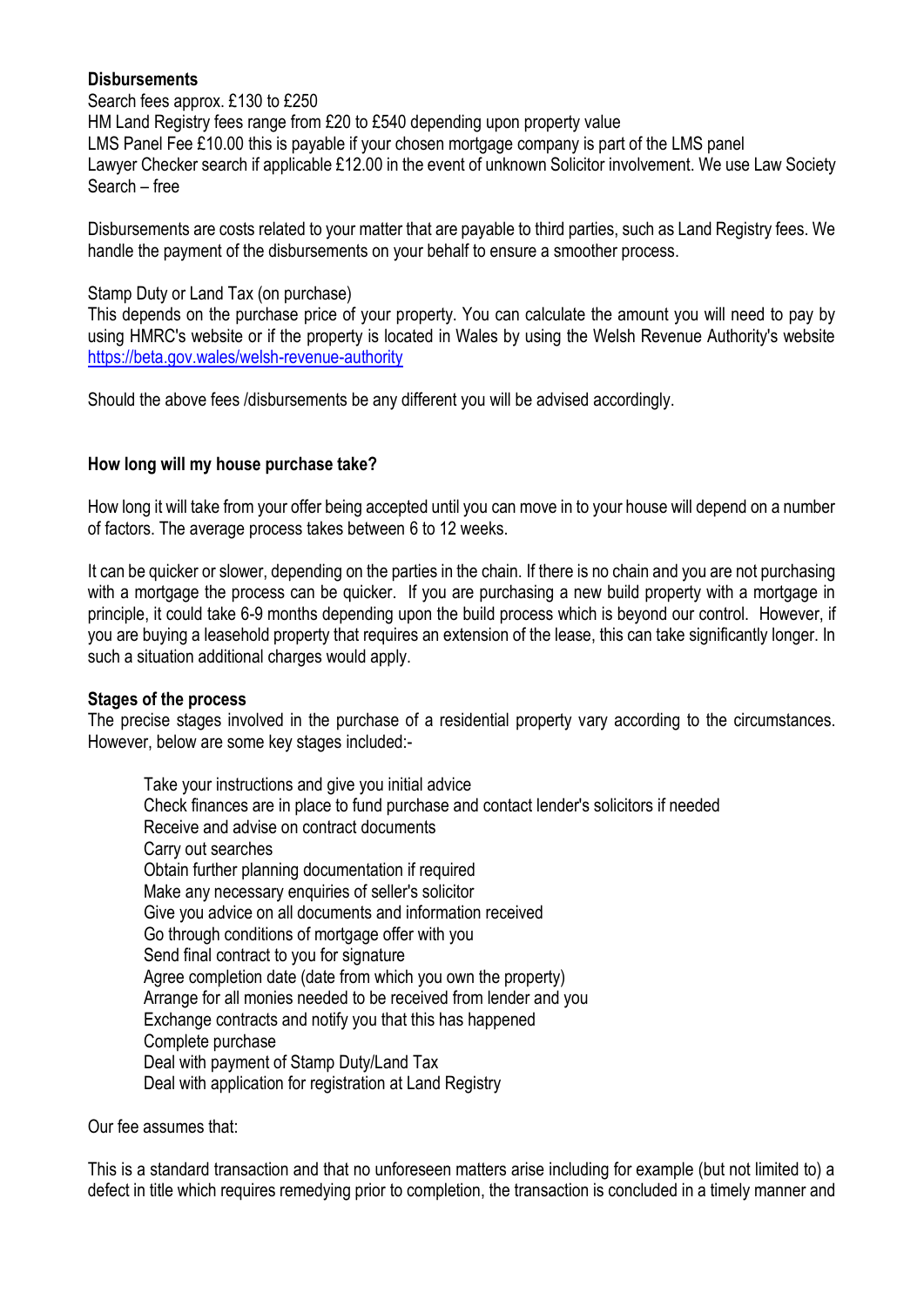**Disbursements**

Search fees approx. £130 to £250
HM Land Registry fees range from £20 to £540 depending upon property value
LMS Panel Fee £10.00 this is payable if your chosen mortgage company is part of the LMS panel
Lawyer Checker search if applicable £12.00 in the event of unknown Solicitor involvement. We use Law Society Search – free

Disbursements are costs related to your matter that are payable to third parties, such as Land Registry fees. We handle the payment of the disbursements on your behalf to ensure a smoother process.

Stamp Duty or Land Tax (on purchase)
This depends on the purchase price of your property. You can calculate the amount you will need to pay by using HMRC's website or if the property is located in Wales by using the Welsh Revenue Authority's website [https://beta.gov.wales/welsh-revenue-authority](https://beta.gov.wales/welsh-revenue-authority)

Should the above fees /disbursements be any different you will be advised accordingly.

**How long will my house purchase take?**

How long it will take from your offer being accepted until you can move in to your house will depend on a number of factors. The average process takes between 6 to 12 weeks.

It can be quicker or slower, depending on the parties in the chain. If there is no chain and you are not purchasing with a mortgage the process can be quicker. If you are purchasing a new build property with a mortgage in principle, it could take 6-9 months depending upon the build process which is beyond our control. However, if you are buying a leasehold property that requires an extension of the lease, this can take significantly longer. In such a situation additional charges would apply.

**Stages of the process**

The precise stages involved in the purchase of a residential property vary according to the circumstances. However, below are some key stages included:-

- Take your instructions and give you initial advice
- Check finances are in place to fund purchase and contact lender's solicitors if needed
- Receive and advise on contract documents
- Carry out searches
- Obtain further planning documentation if required
- Make any necessary enquiries of seller's solicitor
- Give you advice on all documents and information received
- Go through conditions of mortgage offer with you
- Send final contract to you for signature
- Agree completion date (date from which you own the property)
- Arrange for all monies needed to be received from lender and you
- Exchange contracts and notify you that this has happened
- Complete purchase
- Deal with payment of Stamp Duty/Land Tax
- Deal with application for registration at Land Registry

Our fee assumes that:

This is a standard transaction and that no unforeseen matters arise including for example (but not limited to) a defect in title which requires remedying prior to completion, the transaction is concluded in a timely manner and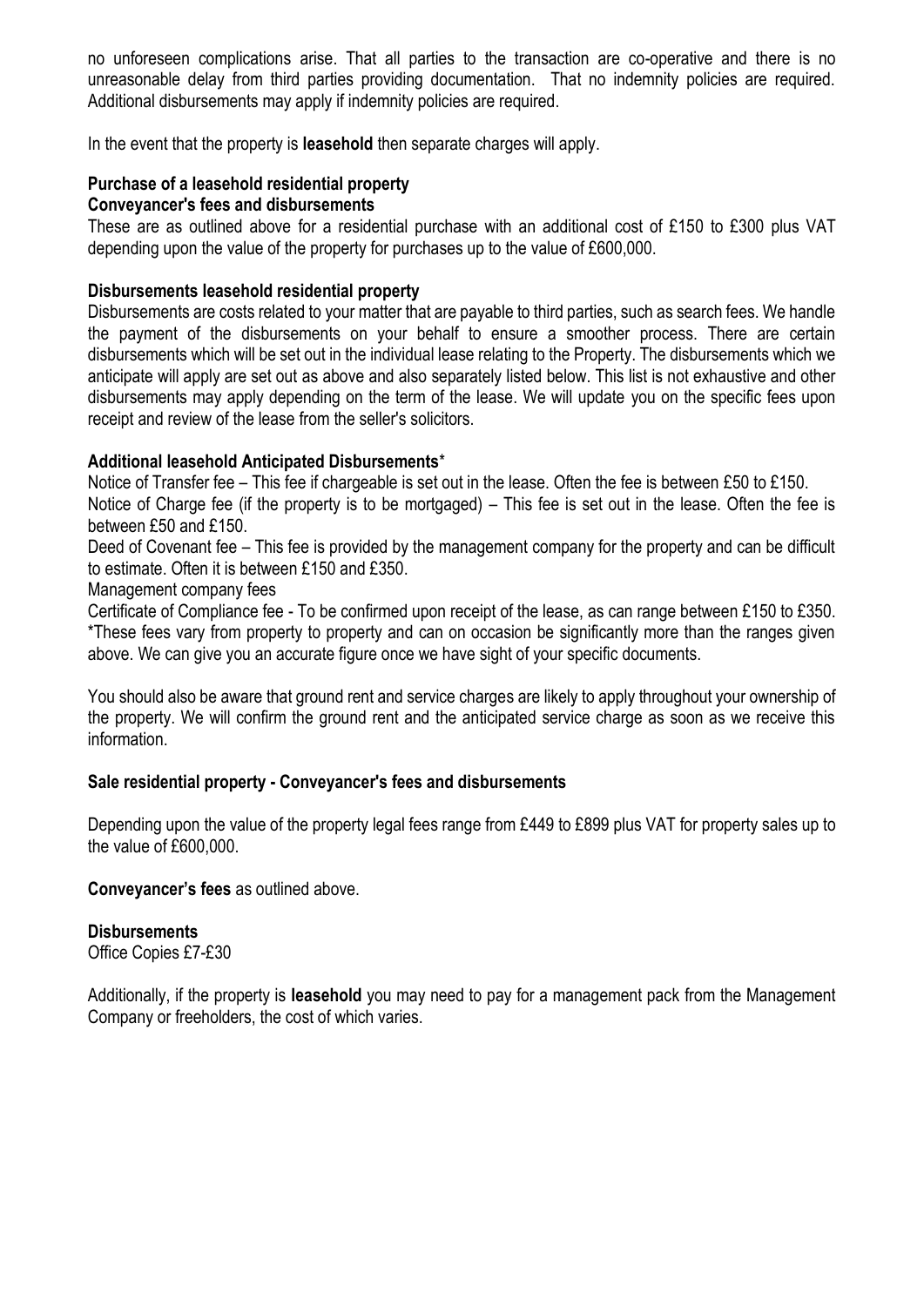no unforeseen complications arise. That all parties to the transaction are co-operative and there is no unreasonable delay from third parties providing documentation. That no indemnity policies are required. Additional disbursements may apply if indemnity policies are required.

In the event that the property is **leasehold** then separate charges will apply.

**Purchase of a leasehold residential property**

**Conveyancer's fees and disbursements**

These are as outlined above for a residential purchase with an additional cost of £150 to £300 plus VAT depending upon the value of the property for purchases up to the value of £600,000.

**Disbursements leasehold residential property**

Disbursements are costs related to your matter that are payable to third parties, such as search fees. We handle the payment of the disbursements on your behalf to ensure a smoother process. There are certain disbursements which will be set out in the individual lease relating to the Property. The disbursements which we anticipate will apply are set out as above and also separately listed below. This list is not exhaustive and other disbursements may apply depending on the term of the lease. We will update you on the specific fees upon receipt and review of the lease from the seller's solicitors.

**Additional leasehold Anticipated Disbursements***

Notice of Transfer fee – This fee if chargeable is set out in the lease. Often the fee is between £50 to £150.

Notice of Charge fee (if the property is to be mortgaged) – This fee is set out in the lease. Often the fee is between £50 and £150.

Deed of Covenant fee – This fee is provided by the management company for the property and can be difficult to estimate. Often it is between £150 and £350.

Management company fees

Certificate of Compliance fee - To be confirmed upon receipt of the lease, as can range between £150 to £350.

*These fees vary from property to property and can on occasion be significantly more than the ranges given above. We can give you an accurate figure once we have sight of your specific documents.

You should also be aware that ground rent and service charges are likely to apply throughout your ownership of the property. We will confirm the ground rent and the anticipated service charge as soon as we receive this information.

**Sale residential property - Conveyancer's fees and disbursements**

Depending upon the value of the property legal fees range from £449 to £899 plus VAT for property sales up to the value of £600,000.

**Conveyancer's fees** as outlined above.

**Disbursements**

Office Copies £7-£30

Additionally, if the property is **leasehold** you may need to pay for a management pack from the Management Company or freeholders, the cost of which varies.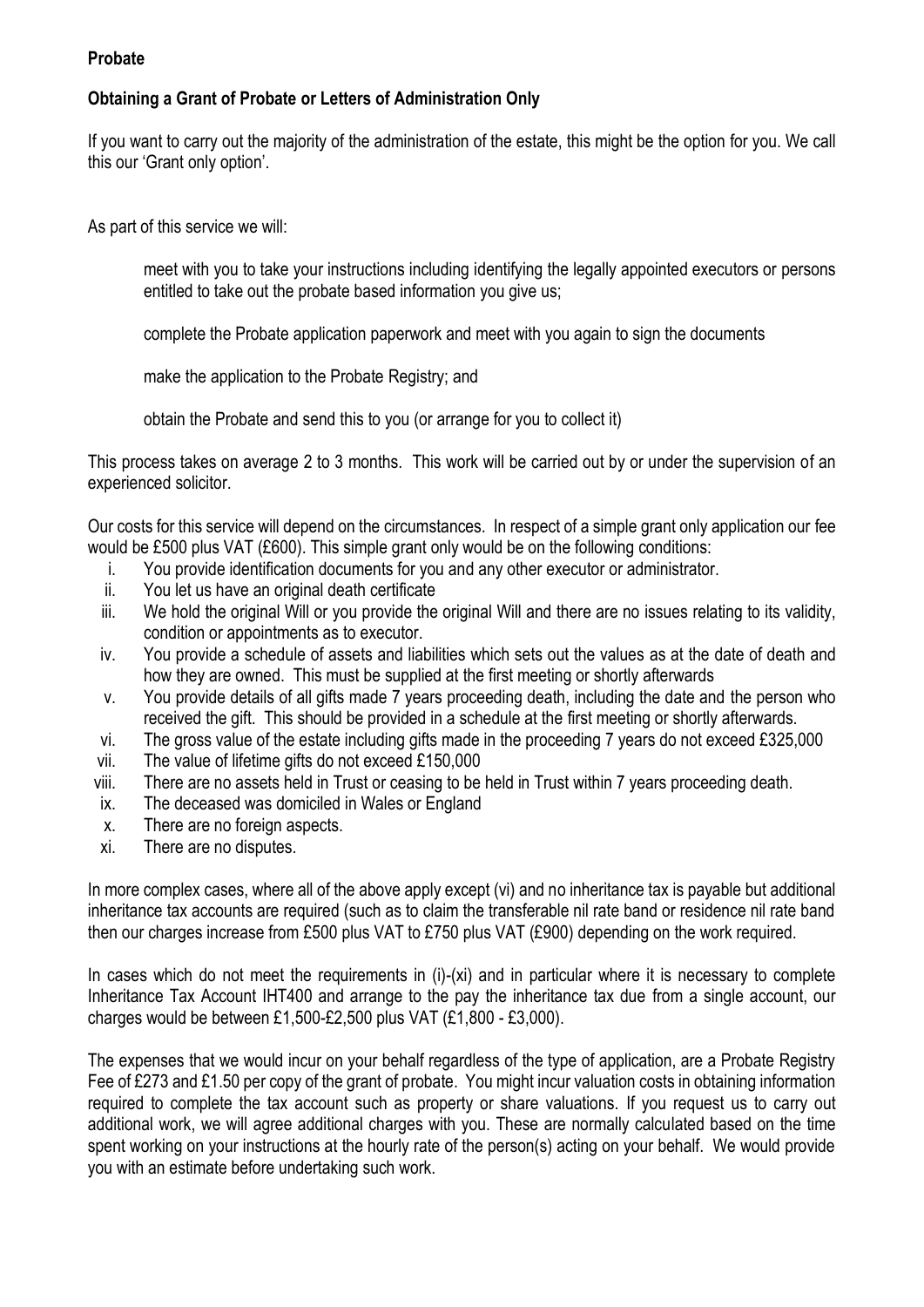**Probate**

**Obtaining a Grant of Probate or Letters of Administration Only**

If you want to carry out the majority of the administration of the estate, this might be the option for you. We call this our 'Grant only option'.

As part of this service we will:

meet with you to take your instructions including identifying the legally appointed executors or persons entitled to take out the probate based information you give us;

complete the Probate application paperwork and meet with you again to sign the documents

make the application to the Probate Registry; and

obtain the Probate and send this to you (or arrange for you to collect it)

This process takes on average 2 to 3 months. This work will be carried out by or under the supervision of an experienced solicitor.

Our costs for this service will depend on the circumstances. In respect of a simple grant only application our fee would be £500 plus VAT (£600). This simple grant only would be on the following conditions:

i. You provide identification documents for you and any other executor or administrator.
ii. You let us have an original death certificate
iii. We hold the original Will or you provide the original Will and there are no issues relating to its validity, condition or appointments as to executor.
iv. You provide a schedule of assets and liabilities which sets out the values as at the date of death and how they are owned. This must be supplied at the first meeting or shortly afterwards
v. You provide details of all gifts made 7 years proceeding death, including the date and the person who received the gift. This should be provided in a schedule at the first meeting or shortly afterwards.
vi. The gross value of the estate including gifts made in the proceeding 7 years do not exceed £325,000
vii. The value of lifetime gifts do not exceed £150,000
viii. There are no assets held in Trust or ceasing to be held in Trust within 7 years proceeding death.
ix. The deceased was domiciled in Wales or England
x. There are no foreign aspects.
xi. There are no disputes.

In more complex cases, where all of the above apply except (vi) and no inheritance tax is payable but additional inheritance tax accounts are required (such as to claim the transferable nil rate band or residence nil rate band then our charges increase from £500 plus VAT to £750 plus VAT (£900) depending on the work required.

In cases which do not meet the requirements in (i)-(xi) and in particular where it is necessary to complete Inheritance Tax Account IHT400 and arrange to the pay the inheritance tax due from a single account, our charges would be between £1,500-£2,500 plus VAT (£1,800 - £3,000).

The expenses that we would incur on your behalf regardless of the type of application, are a Probate Registry Fee of £273 and £1.50 per copy of the grant of probate. You might incur valuation costs in obtaining information required to complete the tax account such as property or share valuations. If you request us to carry out additional work, we will agree additional charges with you. These are normally calculated based on the time spent working on your instructions at the hourly rate of the person(s) acting on your behalf. We would provide you with an estimate before undertaking such work.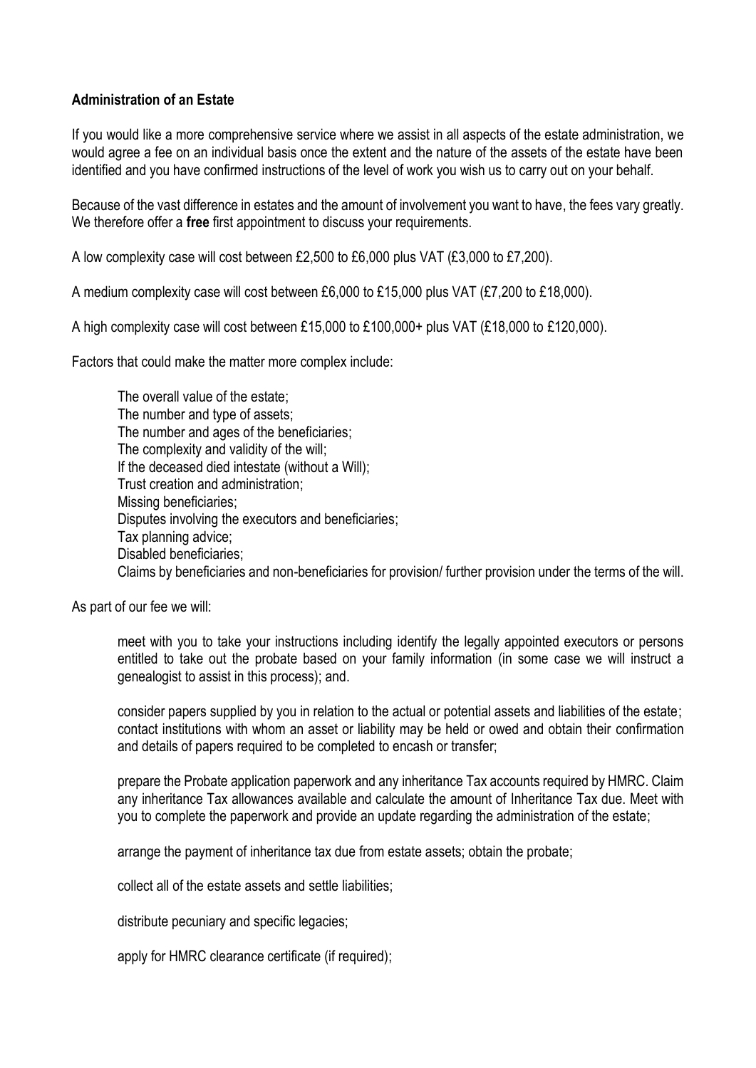**Administration of an Estate**

If you would like a more comprehensive service where we assist in all aspects of the estate administration, we would agree a fee on an individual basis once the extent and the nature of the assets of the estate have been identified and you have confirmed instructions of the level of work you wish us to carry out on your behalf.

Because of the vast difference in estates and the amount of involvement you want to have, the fees vary greatly. We therefore offer a **free** first appointment to discuss your requirements.

A low complexity case will cost between £2,500 to £6,000 plus VAT (£3,000 to £7,200).

A medium complexity case will cost between £6,000 to £15,000 plus VAT (£7,200 to £18,000).

A high complexity case will cost between £15,000 to £100,000+ plus VAT (£18,000 to £120,000).

Factors that could make the matter more complex include:

- The overall value of the estate;
- The number and type of assets;
- The number and ages of the beneficiaries;
- The complexity and validity of the will;
- If the deceased died intestate (without a Will);
- Trust creation and administration;
- Missing beneficiaries;
- Disputes involving the executors and beneficiaries;
- Tax planning advice;
- Disabled beneficiaries;
- Claims by beneficiaries and non-beneficiaries for provision/ further provision under the terms of the will.

As part of our fee we will:

- meet with you to take your instructions including identify the legally appointed executors or persons entitled to take out the probate based on your family information (in some case we will instruct a genealogist to assist in this process); and.
- consider papers supplied by you in relation to the actual or potential assets and liabilities of the estate; contact institutions with whom an asset or liability may be held or owed and obtain their confirmation and details of papers required to be completed to encash or transfer;
- prepare the Probate application paperwork and any inheritance Tax accounts required by HMRC. Claim any inheritance Tax allowances available and calculate the amount of Inheritance Tax due. Meet with you to complete the paperwork and provide an update regarding the administration of the estate;
- arrange the payment of inheritance tax due from estate assets; obtain the probate;
- collect all of the estate assets and settle liabilities;
- distribute pecuniary and specific legacies;
- apply for HMRC clearance certificate (if required);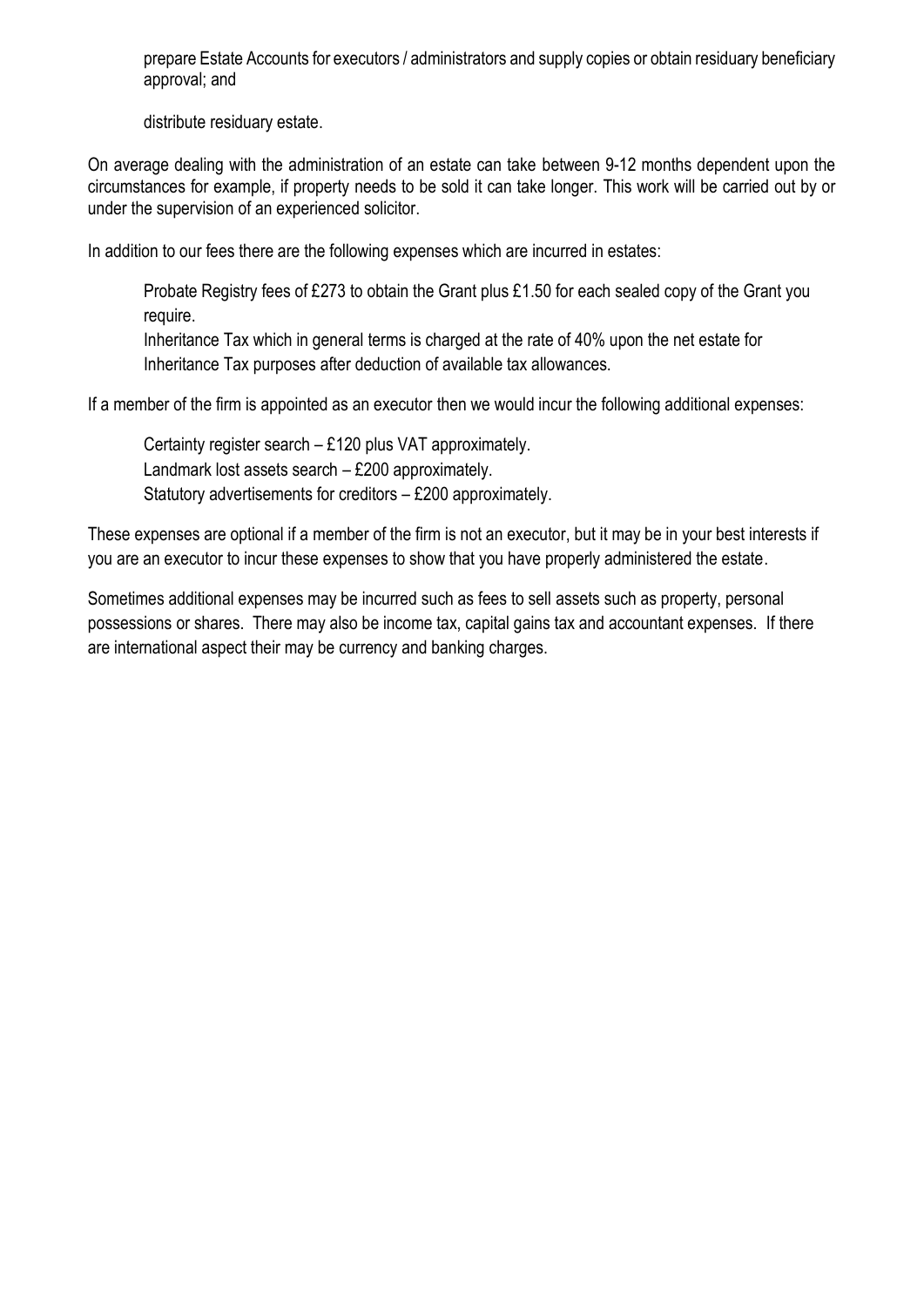- prepare Estate Accounts for executors / administrators and supply copies or obtain residuary beneficiary approval; and

- distribute residuary estate.

On average dealing with the administration of an estate can take between 9-12 months dependent upon the circumstances for example, if property needs to be sold it can take longer. This work will be carried out by or under the supervision of an experienced solicitor.

In addition to our fees there are the following expenses which are incurred in estates:

- Probate Registry fees of £273 to obtain the Grant plus £1.50 for each sealed copy of the Grant you require.
- Inheritance Tax which in general terms is charged at the rate of 40% upon the net estate for Inheritance Tax purposes after deduction of available tax allowances.

If a member of the firm is appointed as an executor then we would incur the following additional expenses:

- Certainty register search – £120 plus VAT approximately.
- Landmark lost assets search – £200 approximately.
- Statutory advertisements for creditors – £200 approximately.

These expenses are optional if a member of the firm is not an executor, but it may be in your best interests if you are an executor to incur these expenses to show that you have properly administered the estate.

Sometimes additional expenses may be incurred such as fees to sell assets such as property, personal possessions or shares. There may also be income tax, capital gains tax and accountant expenses. If there are international aspect their may be currency and banking charges.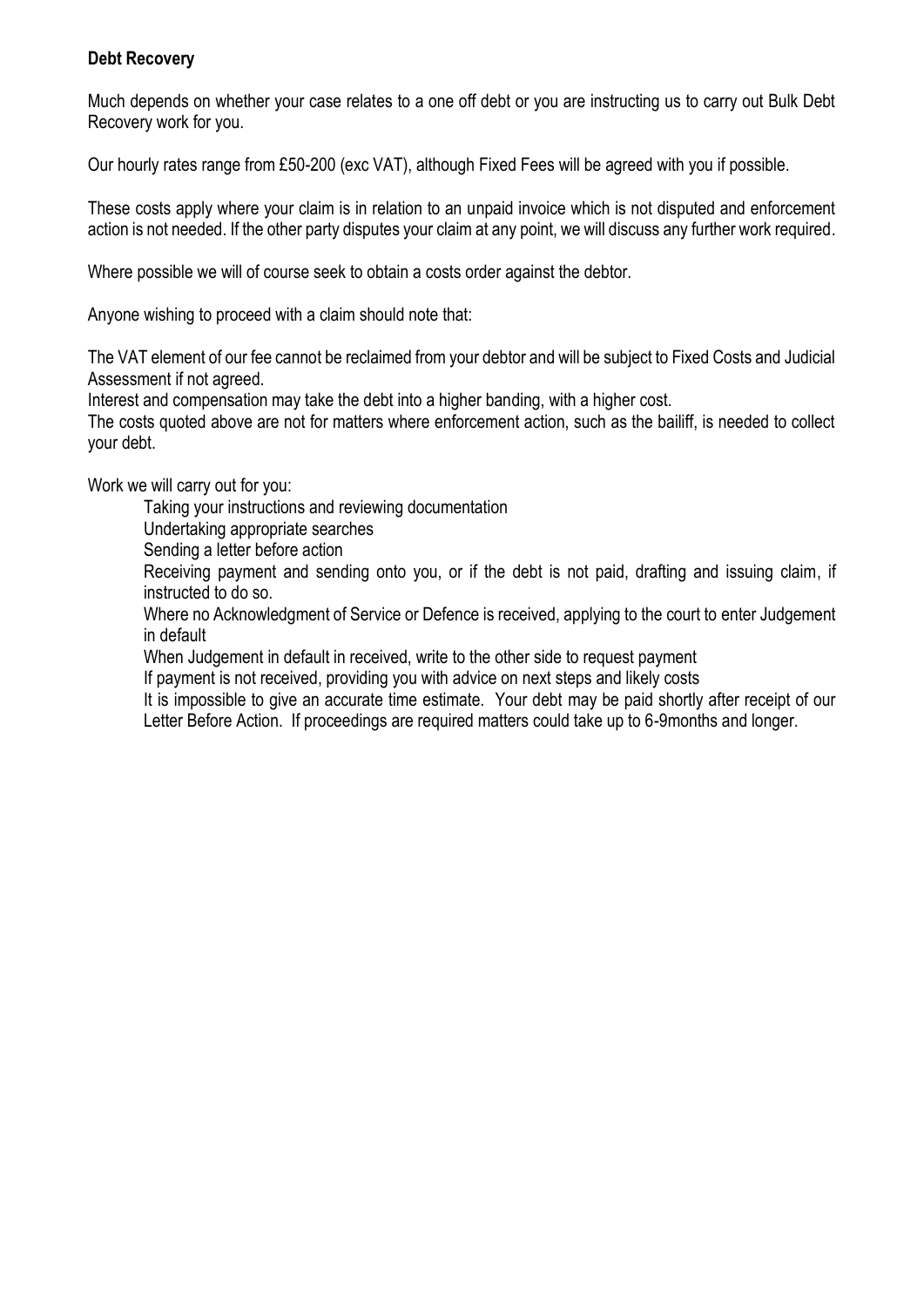**Debt Recovery**

Much depends on whether your case relates to a one off debt or you are instructing us to carry out Bulk Debt Recovery work for you.

Our hourly rates range from £50-200 (exc VAT), although Fixed Fees will be agreed with you if possible.

These costs apply where your claim is in relation to an unpaid invoice which is not disputed and enforcement action is not needed. If the other party disputes your claim at any point, we will discuss any further work required.

Where possible we will of course seek to obtain a costs order against the debtor.

Anyone wishing to proceed with a claim should note that:

The VAT element of our fee cannot be reclaimed from your debtor and will be subject to Fixed Costs and Judicial Assessment if not agreed.
Interest and compensation may take the debt into a higher banding, with a higher cost.
The costs quoted above are not for matters where enforcement action, such as the bailiff, is needed to collect your debt.

Work we will carry out for you:

- Taking your instructions and reviewing documentation
- Undertaking appropriate searches
- Sending a letter before action
- Receiving payment and sending onto you, or if the debt is not paid, drafting and issuing claim, if instructed to do so.
- Where no Acknowledgment of Service or Defence is received, applying to the court to enter Judgement in default
- When Judgement in default in received, write to the other side to request payment
- If payment is not received, providing you with advice on next steps and likely costs
- It is impossible to give an accurate time estimate. Your debt may be paid shortly after receipt of our Letter Before Action. If proceedings are required matters could take up to 6-9months and longer.